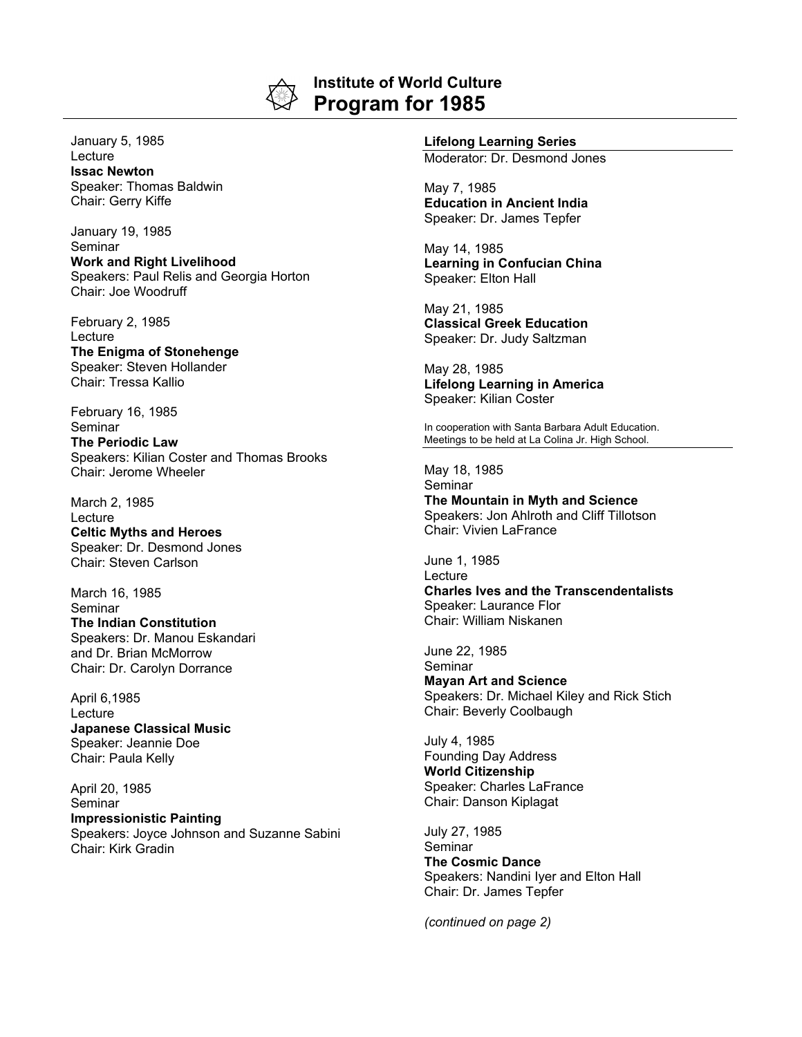# Institute of World Culture
## Program for 1985

January 5, 1985
Lecture
**Issac Newton**
Speaker: Thomas Baldwin
Chair: Gerry Kiffe

January 19, 1985
Seminar
**Work and Right Livelihood**
Speakers: Paul Relis and Georgia Horton
Chair: Joe Woodruff

February 2, 1985
Lecture
**The Enigma of Stonehenge**
Speaker: Steven Hollander
Chair: Tressa Kallio

February 16, 1985
Seminar
**The Periodic Law**
Speakers: Kilian Coster and Thomas Brooks
Chair: Jerome Wheeler

March 2, 1985
Lecture
**Celtic Myths and Heroes**
Speaker: Dr. Desmond Jones
Chair: Steven Carlson

March 16, 1985
Seminar
**The Indian Constitution**
Speakers: Dr. Manou Eskandari
and Dr. Brian McMorrow
Chair: Dr. Carolyn Dorrance

April 6,1985
Lecture
**Japanese Classical Music**
Speaker: Jeannie Doe
Chair: Paula Kelly

April 20, 1985
Seminar
**Impressionistic Painting**
Speakers: Joyce Johnson and Suzanne Sabini
Chair: Kirk Gradin

---

**Lifelong Learning Series**
Moderator: Dr. Desmond Jones

May 7, 1985
**Education in Ancient India**
Speaker: Dr. James Tepfer

May 14, 1985
**Learning in Confucian China**
Speaker: Elton Hall

May 21, 1985
**Classical Greek Education**
Speaker: Dr. Judy Saltzman

May 28, 1985
**Lifelong Learning in America**
Speaker: Kilian Coster

In cooperation with Santa Barbara Adult Education.
Meetings to be held at La Colina Jr. High School.

---

May 18, 1985
Seminar
**The Mountain in Myth and Science**
Speakers: Jon Ahlroth and Cliff Tillotson
Chair: Vivien LaFrance

June 1, 1985
Lecture
**Charles Ives and the Transcendentalists**
Speaker: Laurance Flor
Chair: William Niskanen

June 22, 1985
Seminar
**Mayan Art and Science**
Speakers: Dr. Michael Kiley and Rick Stich
Chair: Beverly Coolbaugh

July 4, 1985
Founding Day Address
**World Citizenship**
Speaker: Charles LaFrance
Chair: Danson Kiplagat

July 27, 1985
Seminar
**The Cosmic Dance**
Speakers: Nandini Iyer and Elton Hall
Chair: Dr. James Tepfer

*(continued on page 2)*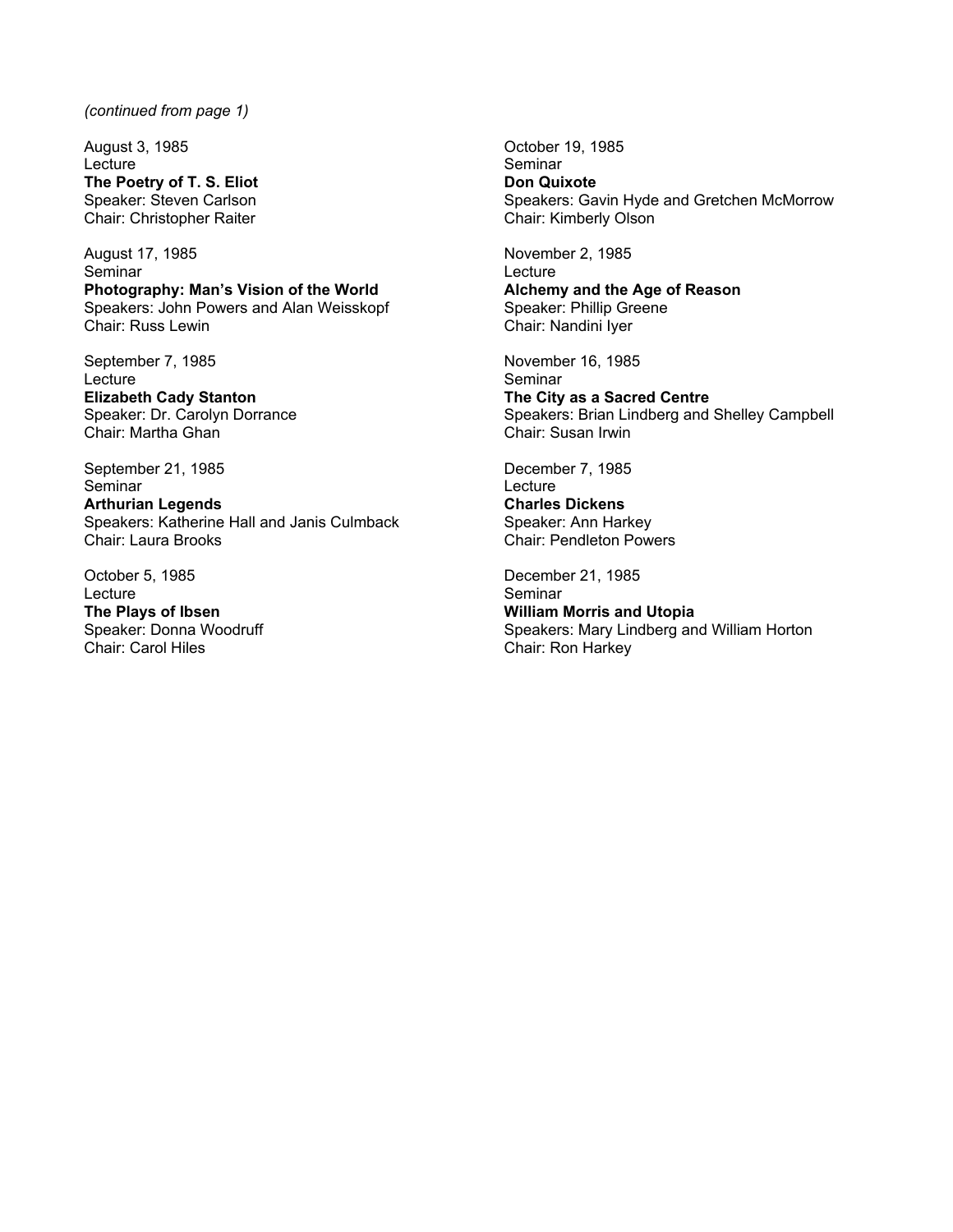*(continued from page 1)*

August 3, 1985
Lecture
**The Poetry of T. S. Eliot**
Speaker: Steven Carlson
Chair: Christopher Raiter

August 17, 1985
Seminar
**Photography: Man's Vision of the World**
Speakers: John Powers and Alan Weisskopf
Chair: Russ Lewin

September 7, 1985
Lecture
**Elizabeth Cady Stanton**
Speaker: Dr. Carolyn Dorrance
Chair: Martha Ghan

September 21, 1985
Seminar
**Arthurian Legends**
Speakers: Katherine Hall and Janis Culmback
Chair: Laura Brooks

October 5, 1985
Lecture
**The Plays of Ibsen**
Speaker: Donna Woodruff
Chair: Carol Hiles

October 19, 1985
Seminar
**Don Quixote**
Speakers: Gavin Hyde and Gretchen McMorrow
Chair: Kimberly Olson

November 2, 1985
Lecture
**Alchemy and the Age of Reason**
Speaker: Phillip Greene
Chair: Nandini Iyer

November 16, 1985
Seminar
**The City as a Sacred Centre**
Speakers: Brian Lindberg and Shelley Campbell
Chair: Susan Irwin

December 7, 1985
Lecture
**Charles Dickens**
Speaker: Ann Harkey
Chair: Pendleton Powers

December 21, 1985
Seminar
**William Morris and Utopia**
Speakers: Mary Lindberg and William Horton
Chair: Ron Harkey